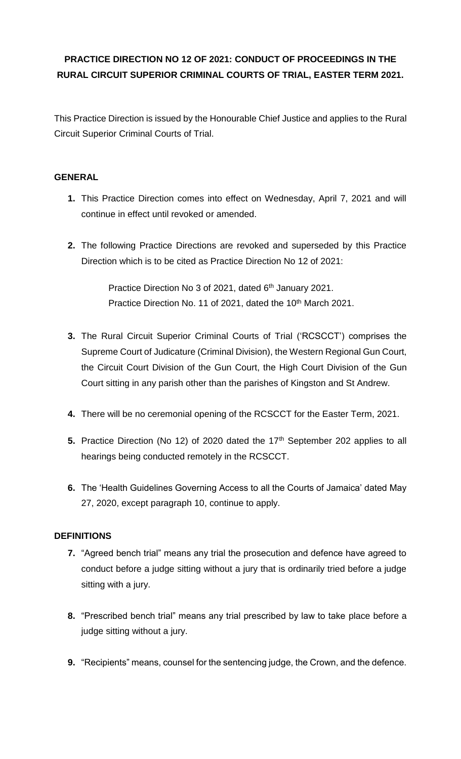# PRACTICE DIRECTION NO 12 OF 2021: CONDUCT OF PROCEEDINGS IN THE RURAL CIRCUIT SUPERIOR CRIMINAL COURTS OF TRIAL, EASTER TERM 2021.

This Practice Direction is issued by the Honourable Chief Justice and applies to the Rural Circuit Superior Criminal Courts of Trial.

## GENERAL

1. This Practice Direction comes into effect on Wednesday, April 7, 2021 and will continue in effect until revoked or amended.

2. The following Practice Directions are revoked and superseded by this Practice Direction which is to be cited as Practice Direction No 12 of 2021:

   Practice Direction No 3 of 2021, dated 6th January 2021.
   Practice Direction No. 11 of 2021, dated the 10th March 2021.

3. The Rural Circuit Superior Criminal Courts of Trial ('RCSCCT') comprises the Supreme Court of Judicature (Criminal Division), the Western Regional Gun Court, the Circuit Court Division of the Gun Court, the High Court Division of the Gun Court sitting in any parish other than the parishes of Kingston and St Andrew.

4. There will be no ceremonial opening of the RCSCCT for the Easter Term, 2021.

5. Practice Direction (No 12) of 2020 dated the 17th September 202 applies to all hearings being conducted remotely in the RCSCCT.

6. The 'Health Guidelines Governing Access to all the Courts of Jamaica' dated May 27, 2020, except paragraph 10, continue to apply.

## DEFINITIONS

7. "Agreed bench trial" means any trial the prosecution and defence have agreed to conduct before a judge sitting without a jury that is ordinarily tried before a judge sitting with a jury.

8. "Prescribed bench trial" means any trial prescribed by law to take place before a judge sitting without a jury.

9. "Recipients" means, counsel for the sentencing judge, the Crown, and the defence.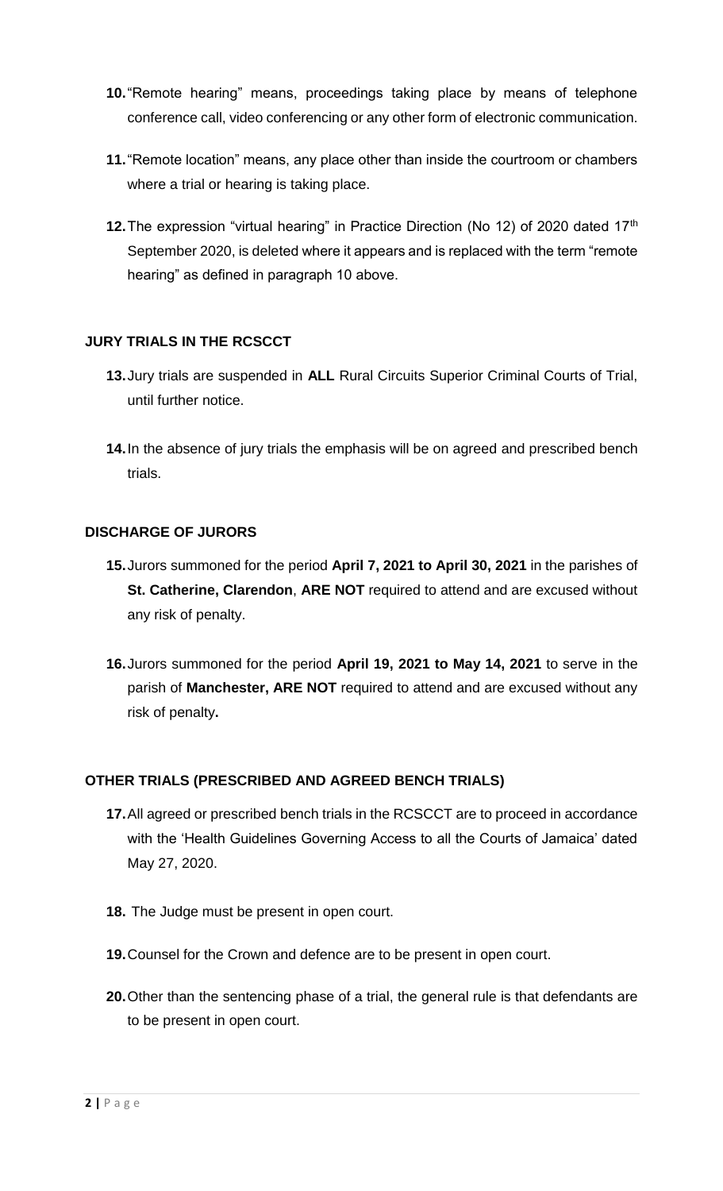10. "Remote hearing" means, proceedings taking place by means of telephone conference call, video conferencing or any other form of electronic communication.

11. "Remote location" means, any place other than inside the courtroom or chambers where a trial or hearing is taking place.

12. The expression "virtual hearing" in Practice Direction (No 12) of 2020 dated 17th September 2020, is deleted where it appears and is replaced with the term "remote hearing" as defined in paragraph 10 above.

## JURY TRIALS IN THE RCSCCT

13. Jury trials are suspended in **ALL** Rural Circuits Superior Criminal Courts of Trial, until further notice.

14. In the absence of jury trials the emphasis will be on agreed and prescribed bench trials.

## DISCHARGE OF JURORS

15. Jurors summoned for the period **April 7, 2021 to April 30, 2021** in the parishes of **St. Catherine, Clarendon**, **ARE NOT** required to attend and are excused without any risk of penalty.

16. Jurors summoned for the period **April 19, 2021 to May 14, 2021** to serve in the parish of **Manchester, ARE NOT** required to attend and are excused without any risk of penalty**.**

## OTHER TRIALS (PRESCRIBED AND AGREED BENCH TRIALS)

17. All agreed or prescribed bench trials in the RCSCCT are to proceed in accordance with the 'Health Guidelines Governing Access to all the Courts of Jamaica' dated May 27, 2020.

18. The Judge must be present in open court.

19. Counsel for the Crown and defence are to be present in open court.

20. Other than the sentencing phase of a trial, the general rule is that defendants are to be present in open court.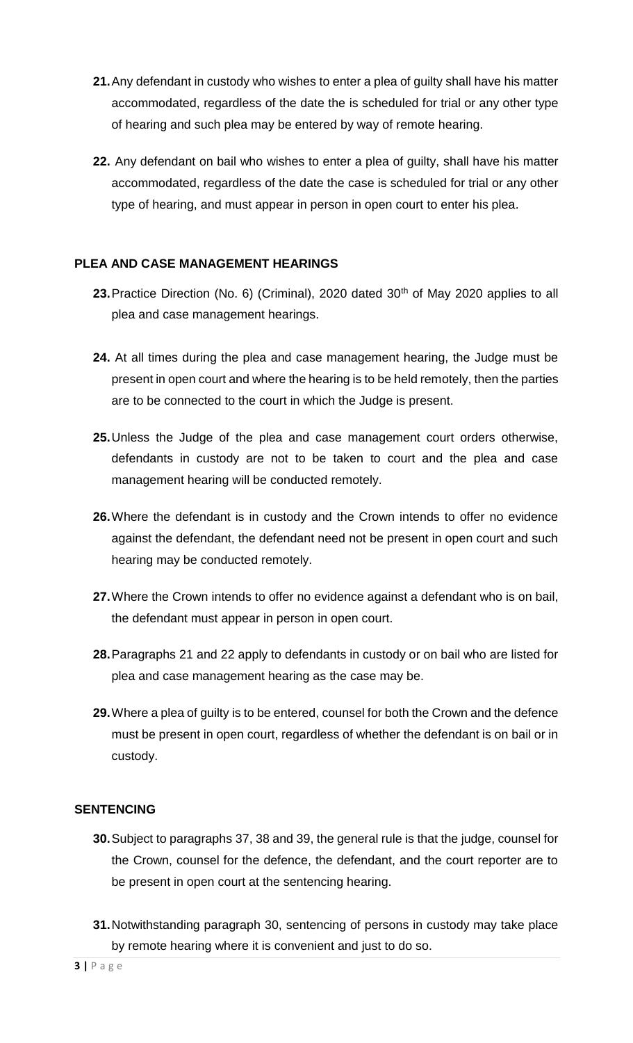21. Any defendant in custody who wishes to enter a plea of guilty shall have his matter accommodated, regardless of the date the is scheduled for trial or any other type of hearing and such plea may be entered by way of remote hearing.

22. Any defendant on bail who wishes to enter a plea of guilty, shall have his matter accommodated, regardless of the date the case is scheduled for trial or any other type of hearing, and must appear in person in open court to enter his plea.

**PLEA AND CASE MANAGEMENT HEARINGS**

23. Practice Direction (No. 6) (Criminal), 2020 dated 30th of May 2020 applies to all plea and case management hearings.

24. At all times during the plea and case management hearing, the Judge must be present in open court and where the hearing is to be held remotely, then the parties are to be connected to the court in which the Judge is present.

25. Unless the Judge of the plea and case management court orders otherwise, defendants in custody are not to be taken to court and the plea and case management hearing will be conducted remotely.

26. Where the defendant is in custody and the Crown intends to offer no evidence against the defendant, the defendant need not be present in open court and such hearing may be conducted remotely.

27. Where the Crown intends to offer no evidence against a defendant who is on bail, the defendant must appear in person in open court.

28. Paragraphs 21 and 22 apply to defendants in custody or on bail who are listed for plea and case management hearing as the case may be.

29. Where a plea of guilty is to be entered, counsel for both the Crown and the defence must be present in open court, regardless of whether the defendant is on bail or in custody.

**SENTENCING**

30. Subject to paragraphs 37, 38 and 39, the general rule is that the judge, counsel for the Crown, counsel for the defence, the defendant, and the court reporter are to be present in open court at the sentencing hearing.

31. Notwithstanding paragraph 30, sentencing of persons in custody may take place by remote hearing where it is convenient and just to do so.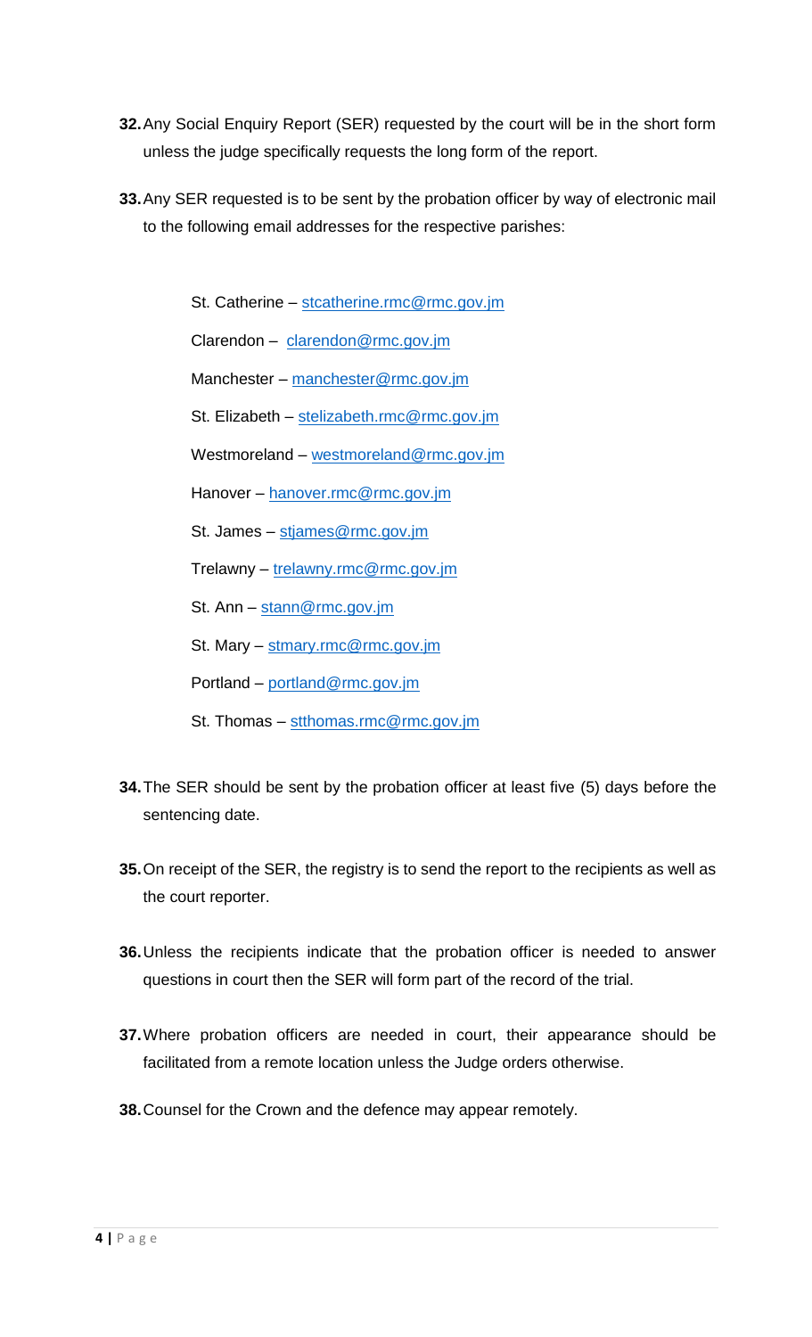32. Any Social Enquiry Report (SER) requested by the court will be in the short form unless the judge specifically requests the long form of the report.

33. Any SER requested is to be sent by the probation officer by way of electronic mail to the following email addresses for the respective parishes:

    St. Catherine – stcatherine.rmc@rmc.gov.jm

    Clarendon – clarendon@rmc.gov.jm

    Manchester – manchester@rmc.gov.jm

    St. Elizabeth – stelizabeth.rmc@rmc.gov.jm

    Westmoreland – westmoreland@rmc.gov.jm

    Hanover – hanover.rmc@rmc.gov.jm

    St. James – stjames@rmc.gov.jm

    Trelawny – trelawny.rmc@rmc.gov.jm

    St. Ann – stann@rmc.gov.jm

    St. Mary – stmary.rmc@rmc.gov.jm

    Portland – portland@rmc.gov.jm

    St. Thomas – stthomas.rmc@rmc.gov.jm

34. The SER should be sent by the probation officer at least five (5) days before the sentencing date.

35. On receipt of the SER, the registry is to send the report to the recipients as well as the court reporter.

36. Unless the recipients indicate that the probation officer is needed to answer questions in court then the SER will form part of the record of the trial.

37. Where probation officers are needed in court, their appearance should be facilitated from a remote location unless the Judge orders otherwise.

38. Counsel for the Crown and the defence may appear remotely.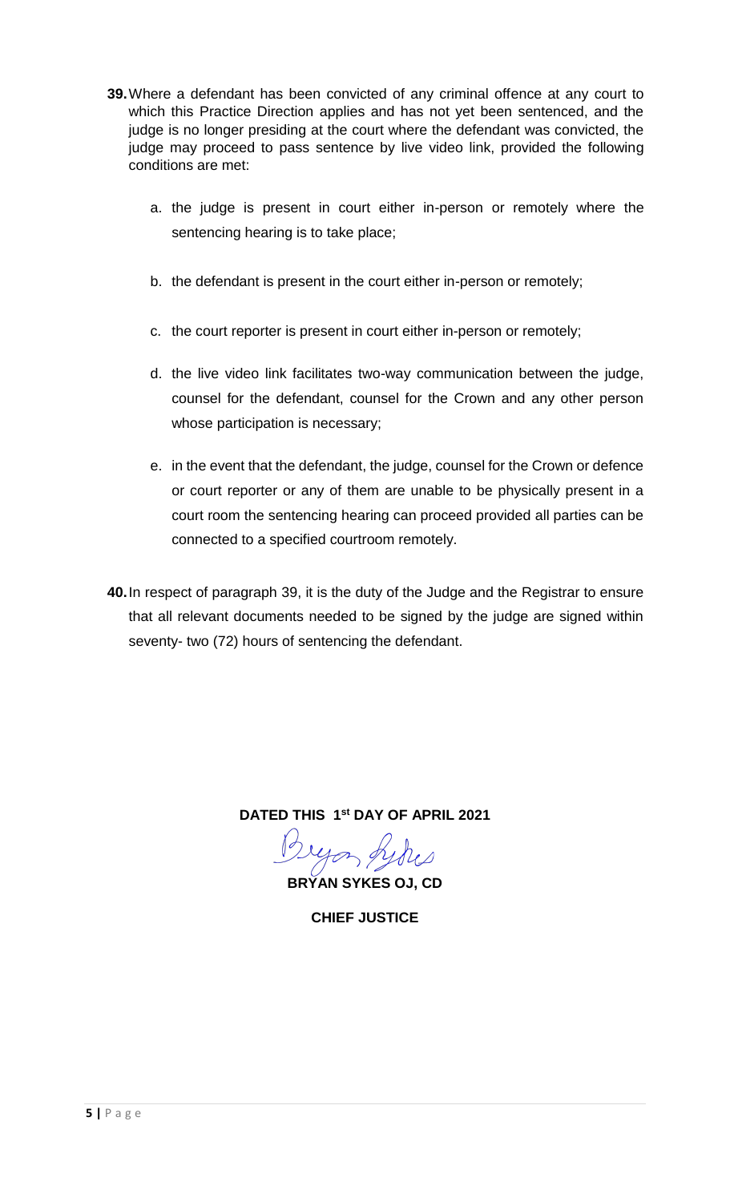**39.** Where a defendant has been convicted of any criminal offence at any court to which this Practice Direction applies and has not yet been sentenced, and the judge is no longer presiding at the court where the defendant was convicted, the judge may proceed to pass sentence by live video link, provided the following conditions are met:

a. the judge is present in court either in-person or remotely where the sentencing hearing is to take place;

b. the defendant is present in the court either in-person or remotely;

c. the court reporter is present in court either in-person or remotely;

d. the live video link facilitates two-way communication between the judge, counsel for the defendant, counsel for the Crown and any other person whose participation is necessary;

e. in the event that the defendant, the judge, counsel for the Crown or defence or court reporter or any of them are unable to be physically present in a court room the sentencing hearing can proceed provided all parties can be connected to a specified courtroom remotely.

**40.** In respect of paragraph 39, it is the duty of the Judge and the Registrar to ensure that all relevant documents needed to be signed by the judge are signed within seventy- two (72) hours of sentencing the defendant.

**DATED THIS 1st DAY OF APRIL 2021**

Bryan Sykes

**BRYAN SYKES OJ, CD**

**CHIEF JUSTICE**